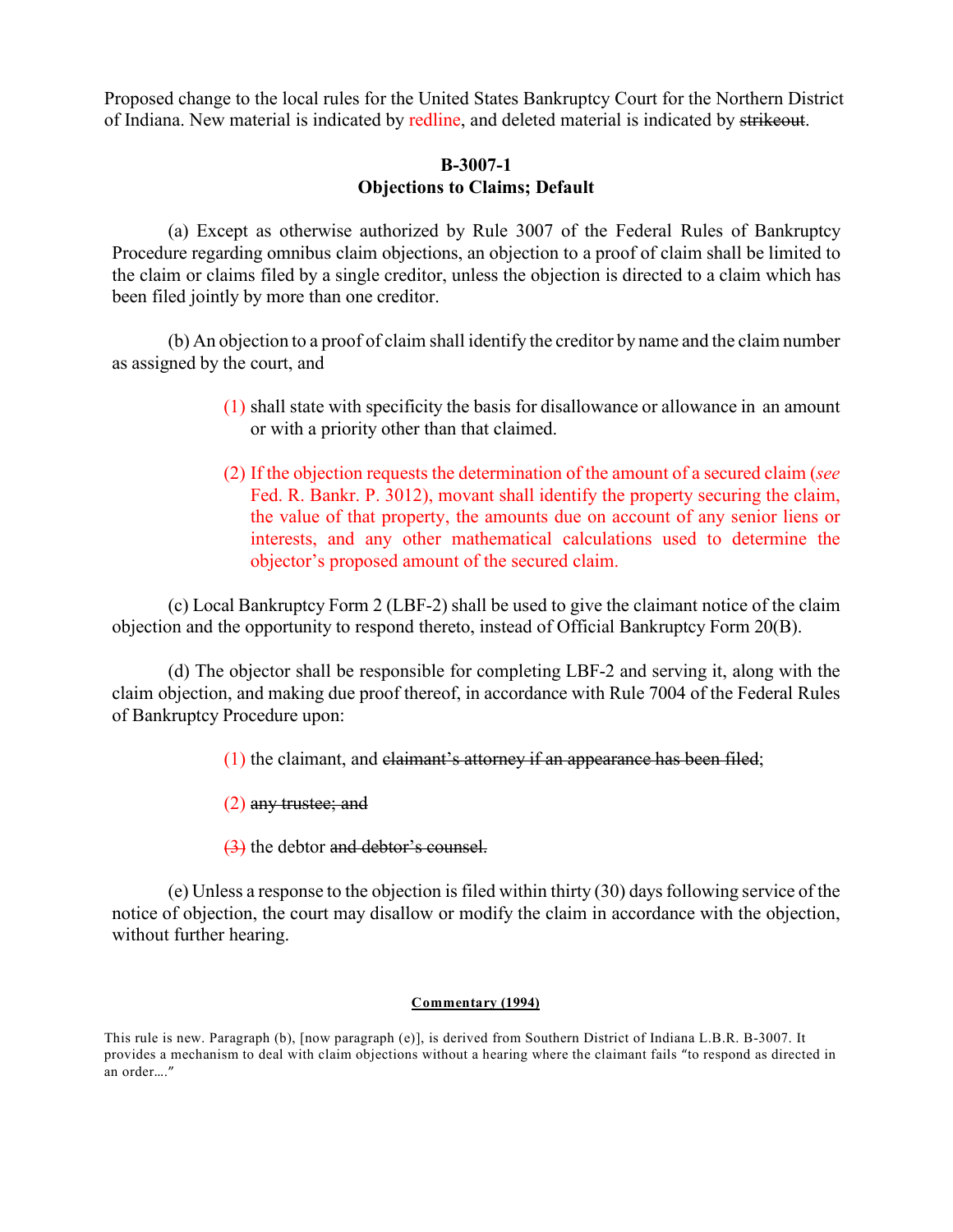Proposed change to the local rules for the United States Bankruptcy Court for the Northern District of Indiana. New material is indicated by redline, and deleted material is indicated by ~~strikeout~~.

**B-3007-1**
**Objections to Claims; Default**

(a) Except as otherwise authorized by Rule 3007 of the Federal Rules of Bankruptcy Procedure regarding omnibus claim objections, an objection to a proof of claim shall be limited to the claim or claims filed by a single creditor, unless the objection is directed to a claim which has been filed jointly by more than one creditor.

(b) An objection to a proof of claim shall identify the creditor by name and the claim number as assigned by the court, and

> (1) shall state with specificity the basis for disallowance or allowance in an amount or with a priority other than that claimed.
>
> (2) If the objection requests the determination of the amount of a secured claim (*see* Fed. R. Bankr. P. 3012), movant shall identify the property securing the claim, the value of that property, the amounts due on account of any senior liens or interests, and any other mathematical calculations used to determine the objector's proposed amount of the secured claim.

(c) Local Bankruptcy Form 2 (LBF-2) shall be used to give the claimant notice of the claim objection and the opportunity to respond thereto, instead of Official Bankruptcy Form 20(B).

(d) The objector shall be responsible for completing LBF-2 and serving it, along with the claim objection, and making due proof thereof, in accordance with Rule 7004 of the Federal Rules of Bankruptcy Procedure upon:

> (1) the claimant, and ~~claimant's attorney if an appearance has been filed~~;
>
> (2) ~~any trustee; and~~
>
> ~~(3)~~ the debtor ~~and debtor's counsel.~~

(e) Unless a response to the objection is filed within thirty (30) days following service of the notice of objection, the court may disallow or modify the claim in accordance with the objection, without further hearing.

**Commentary (1994)**

This rule is new. Paragraph (b), [now paragraph (e)], is derived from Southern District of Indiana L.B.R. B-3007. It provides a mechanism to deal with claim objections without a hearing where the claimant fails "to respond as directed in an order...."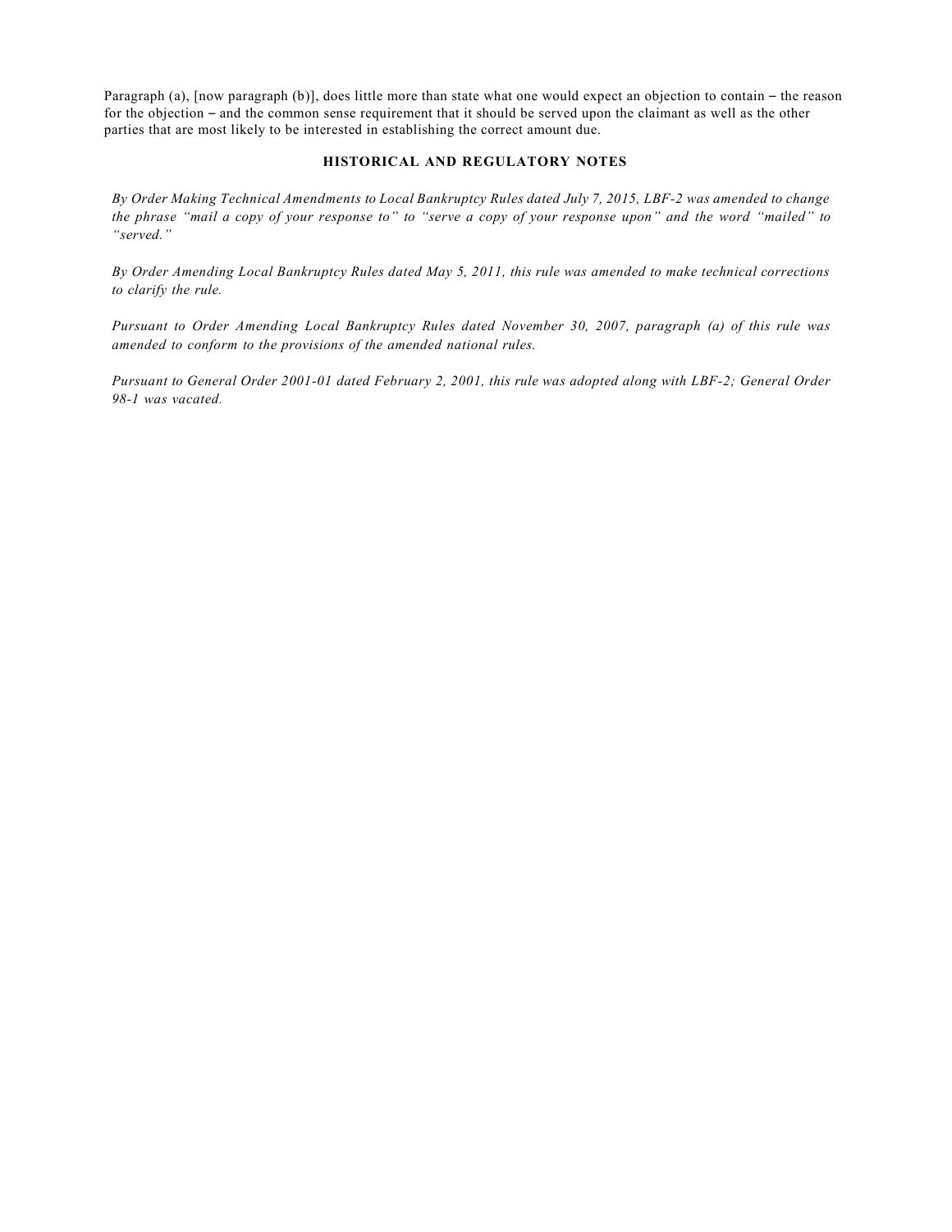Paragraph (a), [now paragraph (b)], does little more than state what one would expect an objection to contain – the reason for the objection – and the common sense requirement that it should be served upon the claimant as well as the other parties that are most likely to be interested in establishing the correct amount due.

### HISTORICAL AND REGULATORY NOTES

*By Order Making Technical Amendments to Local Bankruptcy Rules dated July 7, 2015, LBF-2 was amended to change the phrase "mail a copy of your response to" to "serve a copy of your response upon" and the word "mailed" to "served."*

*By Order Amending Local Bankruptcy Rules dated May 5, 2011, this rule was amended to make technical corrections to clarify the rule.*

*Pursuant to Order Amending Local Bankruptcy Rules dated November 30, 2007, paragraph (a) of this rule was amended to conform to the provisions of the amended national rules.*

*Pursuant to General Order 2001-01 dated February 2, 2001, this rule was adopted along with LBF-2; General Order 98-1 was vacated.*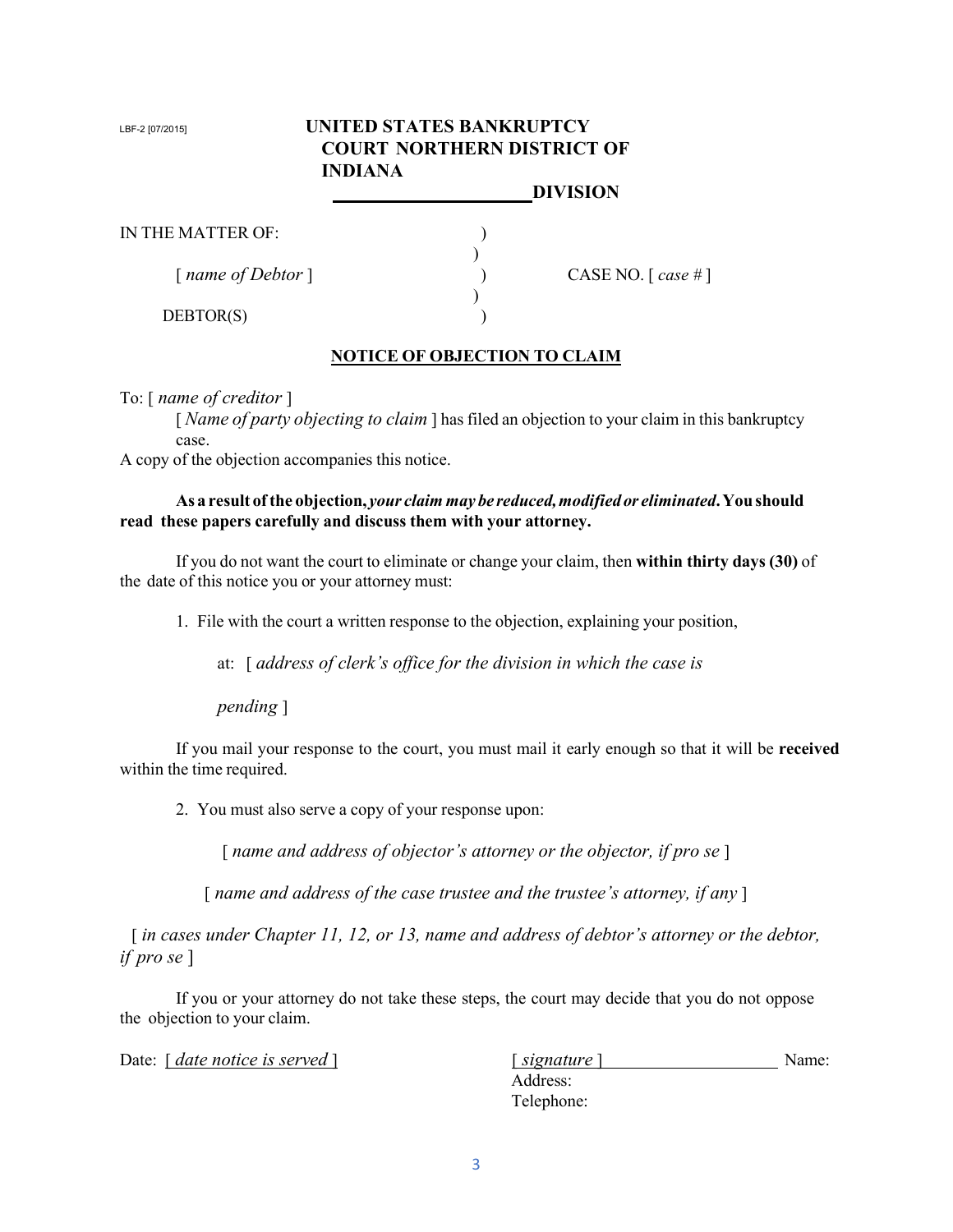LBF-2 [07/2015]

**UNITED STATES BANKRUPTCY COURT NORTHERN DISTRICT OF INDIANA**

**\_\_\_\_\_\_\_\_\_\_\_\_\_\_\_\_\_\_\_\_\_\_ DIVISION**

IN THE MATTER OF: )
)
[ *name of Debtor* ] ) CASE NO. [ *case #* ]
)
DEBTOR(S) )

**NOTICE OF OBJECTION TO CLAIM**

To: [ *name of creditor* ]

[ *Name of party objecting to claim* ] has filed an objection to your claim in this bankruptcy case.

A copy of the objection accompanies this notice.

**As a result of the objection, *your claim may be reduced, modified or eliminated*. You should read these papers carefully and discuss them with your attorney.**

If you do not want the court to eliminate or change your claim, then **within thirty days (30)** of the date of this notice you or your attorney must:

1. File with the court a written response to the objection, explaining your position,

   at: [ *address of clerk's office for the division in which the case is pending* ]

If you mail your response to the court, you must mail it early enough so that it will be **received** within the time required.

2. You must also serve a copy of your response upon:

   [ *name and address of objector's attorney or the objector, if pro se* ]

   [ *name and address of the case trustee and the trustee's attorney, if any* ]

   [ *in cases under Chapter 11, 12, or 13, name and address of debtor's attorney or the debtor, if pro se* ]

If you or your attorney do not take these steps, the court may decide that you do not oppose the objection to your claim.

Date: [ *date notice is served* ]

[ *signature* ] \_\_\_\_\_\_\_\_\_\_\_\_\_\_\_\_\_\_\_\_
Name:
Address:
Telephone: